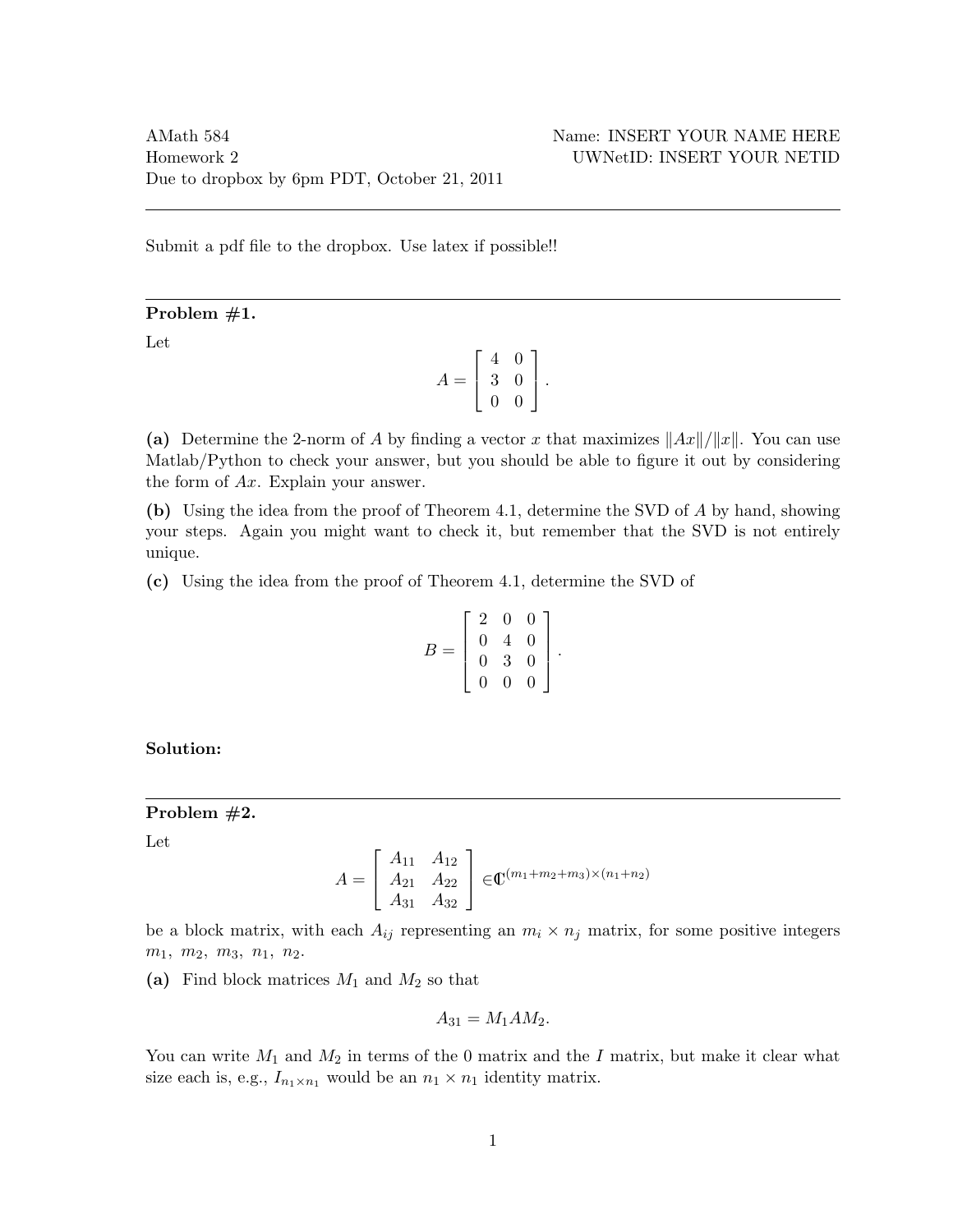AMath 584 Name: INSERT YOUR NAME HERE
Homework 2 UWNetID: INSERT YOUR NETID
Due to dropbox by 6pm PDT, October 21, 2011

---

Submit a pdf file to the dropbox. Use latex if possible!!

---

**Problem #1.**

Let

$$A = \begin{bmatrix} 4 & 0 \\ 3 & 0 \\ 0 & 0 \end{bmatrix}.$$

**(a)** Determine the 2-norm of $A$ by finding a vector $x$ that maximizes $\|Ax\|/\|x\|$. You can use Matlab/Python to check your answer, but you should be able to figure it out by considering the form of $Ax$. Explain your answer.

**(b)** Using the idea from the proof of Theorem 4.1, determine the SVD of $A$ by hand, showing your steps. Again you might want to check it, but remember that the SVD is not entirely unique.

**(c)** Using the idea from the proof of Theorem 4.1, determine the SVD of

$$B = \begin{bmatrix} 2 & 0 & 0 \\ 0 & 4 & 0 \\ 0 & 3 & 0 \\ 0 & 0 & 0 \end{bmatrix}.$$

**Solution:**

---

**Problem #2.**

Let

$$A = \begin{bmatrix} A_{11} & A_{12} \\ A_{21} & A_{22} \\ A_{31} & A_{32} \end{bmatrix} \in \mathbb{C}^{(m_1+m_2+m_3)\times(n_1+n_2)}$$

be a block matrix, with each $A_{ij}$ representing an $m_i \times n_j$ matrix, for some positive integers $m_1$, $m_2$, $m_3$, $n_1$, $n_2$.

**(a)** Find block matrices $M_1$ and $M_2$ so that

$$A_{31} = M_1 A M_2.$$

You can write $M_1$ and $M_2$ in terms of the 0 matrix and the $I$ matrix, but make it clear what size each is, e.g., $I_{n_1 \times n_1}$ would be an $n_1 \times n_1$ identity matrix.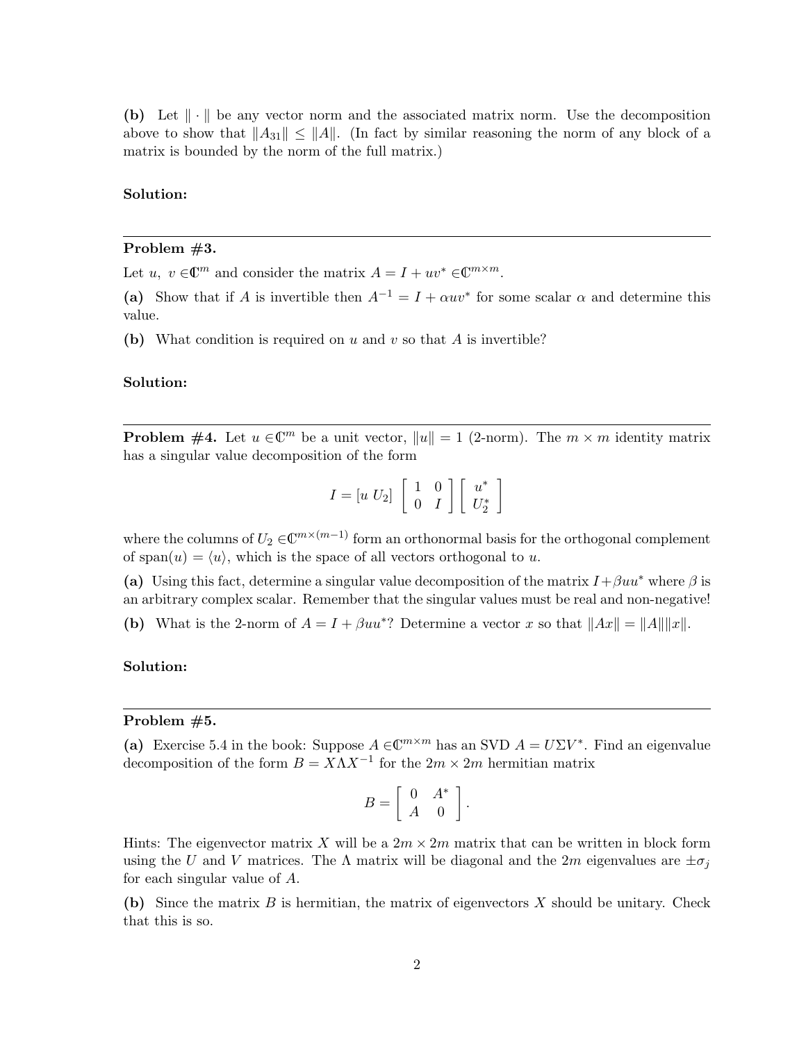**(b)** Let $\|\cdot\|$ be any vector norm and the associated matrix norm. Use the decomposition above to show that $\|A_{31}\| \leq \|A\|$. (In fact by similar reasoning the norm of any block of a matrix is bounded by the norm of the full matrix.)

**Solution:**

---

**Problem #3.**

Let $u,\ v \in \mathbb{C}^m$ and consider the matrix $A = I + uv^* \in \mathbb{C}^{m\times m}$.

**(a)** Show that if $A$ is invertible then $A^{-1} = I + \alpha uv^*$ for some scalar $\alpha$ and determine this value.

**(b)** What condition is required on $u$ and $v$ so that $A$ is invertible?

**Solution:**

---

**Problem #4.** Let $u \in \mathbb{C}^m$ be a unit vector, $\|u\| = 1$ (2-norm). The $m \times m$ identity matrix has a singular value decomposition of the form

$$I = [u\ U_2] \begin{bmatrix} 1 & 0 \\ 0 & I \end{bmatrix} \begin{bmatrix} u^* \\ U_2^* \end{bmatrix}$$

where the columns of $U_2 \in \mathbb{C}^{m\times(m-1)}$ form an orthonormal basis for the orthogonal complement of $\text{span}(u) = \langle u \rangle$, which is the space of all vectors orthogonal to $u$.

**(a)** Using this fact, determine a singular value decomposition of the matrix $I + \beta uu^*$ where $\beta$ is an arbitrary complex scalar. Remember that the singular values must be real and non-negative!

**(b)** What is the 2-norm of $A = I + \beta uu^*$? Determine a vector $x$ so that $\|Ax\| = \|A\|\|x\|$.

**Solution:**

---

**Problem #5.**

**(a)** Exercise 5.4 in the book: Suppose $A \in \mathbb{C}^{m\times m}$ has an SVD $A = U\Sigma V^*$. Find an eigenvalue decomposition of the form $B = X\Lambda X^{-1}$ for the $2m \times 2m$ hermitian matrix

$$B = \begin{bmatrix} 0 & A^* \\ A & 0 \end{bmatrix}.$$

Hints: The eigenvector matrix $X$ will be a $2m \times 2m$ matrix that can be written in block form using the $U$ and $V$ matrices. The $\Lambda$ matrix will be diagonal and the $2m$ eigenvalues are $\pm\sigma_j$ for each singular value of $A$.

**(b)** Since the matrix $B$ is hermitian, the matrix of eigenvectors $X$ should be unitary. Check that this is so.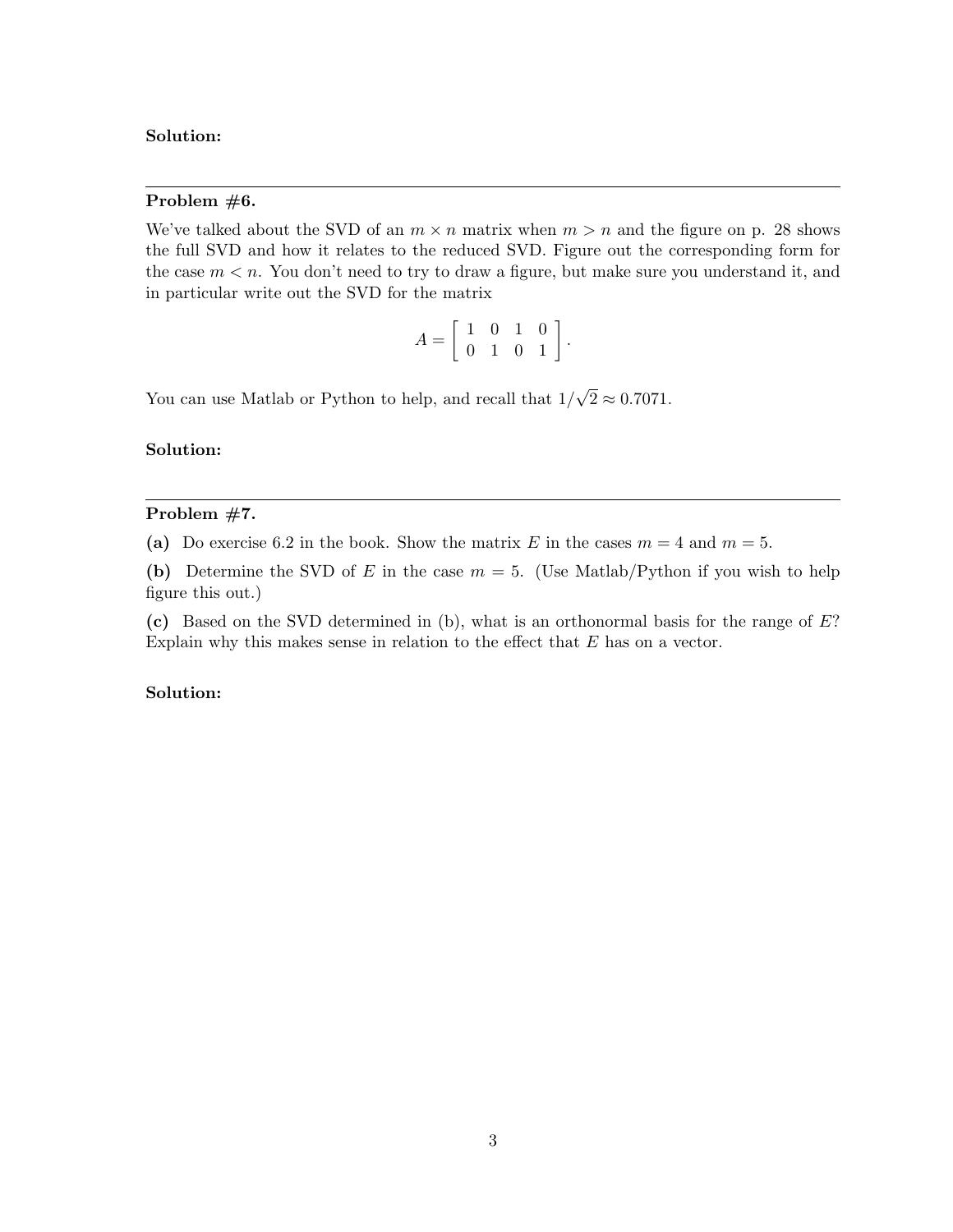**Solution:**

---

**Problem #6.**

We've talked about the SVD of an $m \times n$ matrix when $m > n$ and the figure on p. 28 shows the full SVD and how it relates to the reduced SVD. Figure out the corresponding form for the case $m < n$. You don't need to try to draw a figure, but make sure you understand it, and in particular write out the SVD for the matrix

$$A = \begin{bmatrix} 1 & 0 & 1 & 0 \\ 0 & 1 & 0 & 1 \end{bmatrix}.$$

You can use Matlab or Python to help, and recall that $1/\sqrt{2} \approx 0.7071$.

**Solution:**

---

**Problem #7.**

**(a)** Do exercise 6.2 in the book. Show the matrix $E$ in the cases $m = 4$ and $m = 5$.

**(b)** Determine the SVD of $E$ in the case $m = 5$. (Use Matlab/Python if you wish to help figure this out.)

**(c)** Based on the SVD determined in (b), what is an orthonormal basis for the range of $E$? Explain why this makes sense in relation to the effect that $E$ has on a vector.

**Solution:**